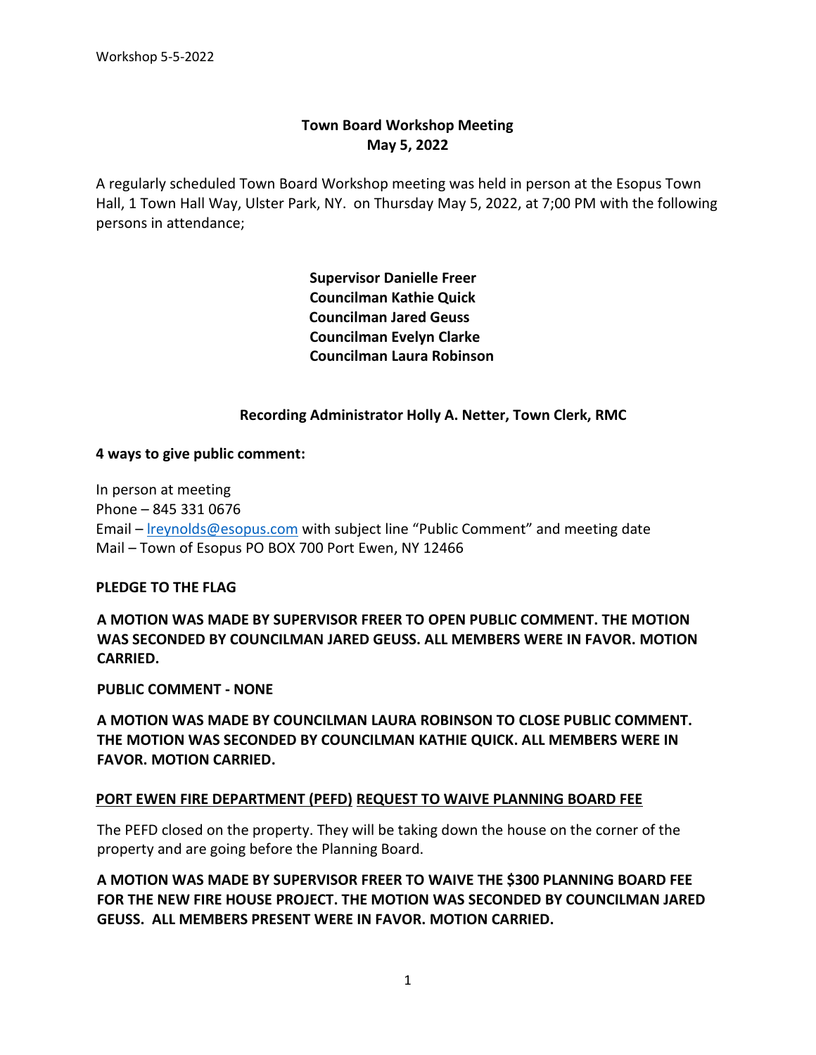# Town Board Workshop Meeting
## May 5, 2022

A regularly scheduled Town Board Workshop meeting was held in person at the Esopus Town Hall, 1 Town Hall Way, Ulster Park, NY. on Thursday May 5, 2022, at 7;00 PM with the following persons in attendance;

**Supervisor Danielle Freer**
**Councilman Kathie Quick**
**Councilman Jared Geuss**
**Councilman Evelyn Clarke**
**Councilman Laura Robinson**

**Recording Administrator Holly A. Netter, Town Clerk, RMC**

**4 ways to give public comment:**

In person at meeting
Phone – 845 331 0676
Email – lreynolds@esopus.com with subject line "Public Comment" and meeting date
Mail – Town of Esopus PO BOX 700 Port Ewen, NY 12466

**PLEDGE TO THE FLAG**

**A MOTION WAS MADE BY SUPERVISOR FREER TO OPEN PUBLIC COMMENT. THE MOTION WAS SECONDED BY COUNCILMAN JARED GEUSS. ALL MEMBERS WERE IN FAVOR. MOTION CARRIED.**

**PUBLIC COMMENT - NONE**

**A MOTION WAS MADE BY COUNCILMAN LAURA ROBINSON TO CLOSE PUBLIC COMMENT. THE MOTION WAS SECONDED BY COUNCILMAN KATHIE QUICK. ALL MEMBERS WERE IN FAVOR. MOTION CARRIED.**

**PORT EWEN FIRE DEPARTMENT (PEFD) REQUEST TO WAIVE PLANNING BOARD FEE**

The PEFD closed on the property. They will be taking down the house on the corner of the property and are going before the Planning Board.

**A MOTION WAS MADE BY SUPERVISOR FREER TO WAIVE THE $300 PLANNING BOARD FEE FOR THE NEW FIRE HOUSE PROJECT. THE MOTION WAS SECONDED BY COUNCILMAN JARED GEUSS. ALL MEMBERS PRESENT WERE IN FAVOR. MOTION CARRIED.**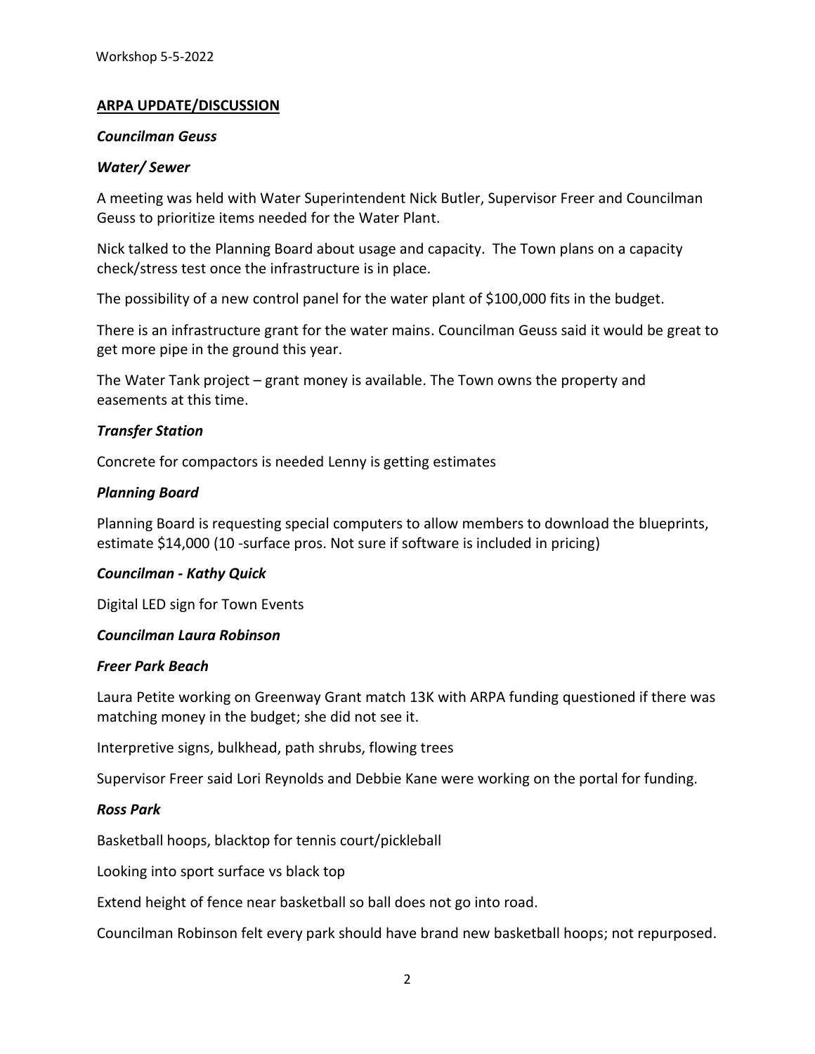**ARPA UPDATE/DISCUSSION**

***Councilman Geuss***

***Water/ Sewer***

A meeting was held with Water Superintendent Nick Butler, Supervisor Freer and Councilman Geuss to prioritize items needed for the Water Plant.

Nick talked to the Planning Board about usage and capacity. The Town plans on a capacity check/stress test once the infrastructure is in place.

The possibility of a new control panel for the water plant of $100,000 fits in the budget.

There is an infrastructure grant for the water mains. Councilman Geuss said it would be great to get more pipe in the ground this year.

The Water Tank project – grant money is available. The Town owns the property and easements at this time.

***Transfer Station***

Concrete for compactors is needed Lenny is getting estimates

***Planning Board***

Planning Board is requesting special computers to allow members to download the blueprints, estimate $14,000 (10 -surface pros. Not sure if software is included in pricing)

***Councilman - Kathy Quick***

Digital LED sign for Town Events

***Councilman Laura Robinson***

***Freer Park Beach***

Laura Petite working on Greenway Grant match 13K with ARPA funding questioned if there was matching money in the budget; she did not see it.

Interpretive signs, bulkhead, path shrubs, flowing trees

Supervisor Freer said Lori Reynolds and Debbie Kane were working on the portal for funding.

***Ross Park***

Basketball hoops, blacktop for tennis court/pickleball

Looking into sport surface vs black top

Extend height of fence near basketball so ball does not go into road.

Councilman Robinson felt every park should have brand new basketball hoops; not repurposed.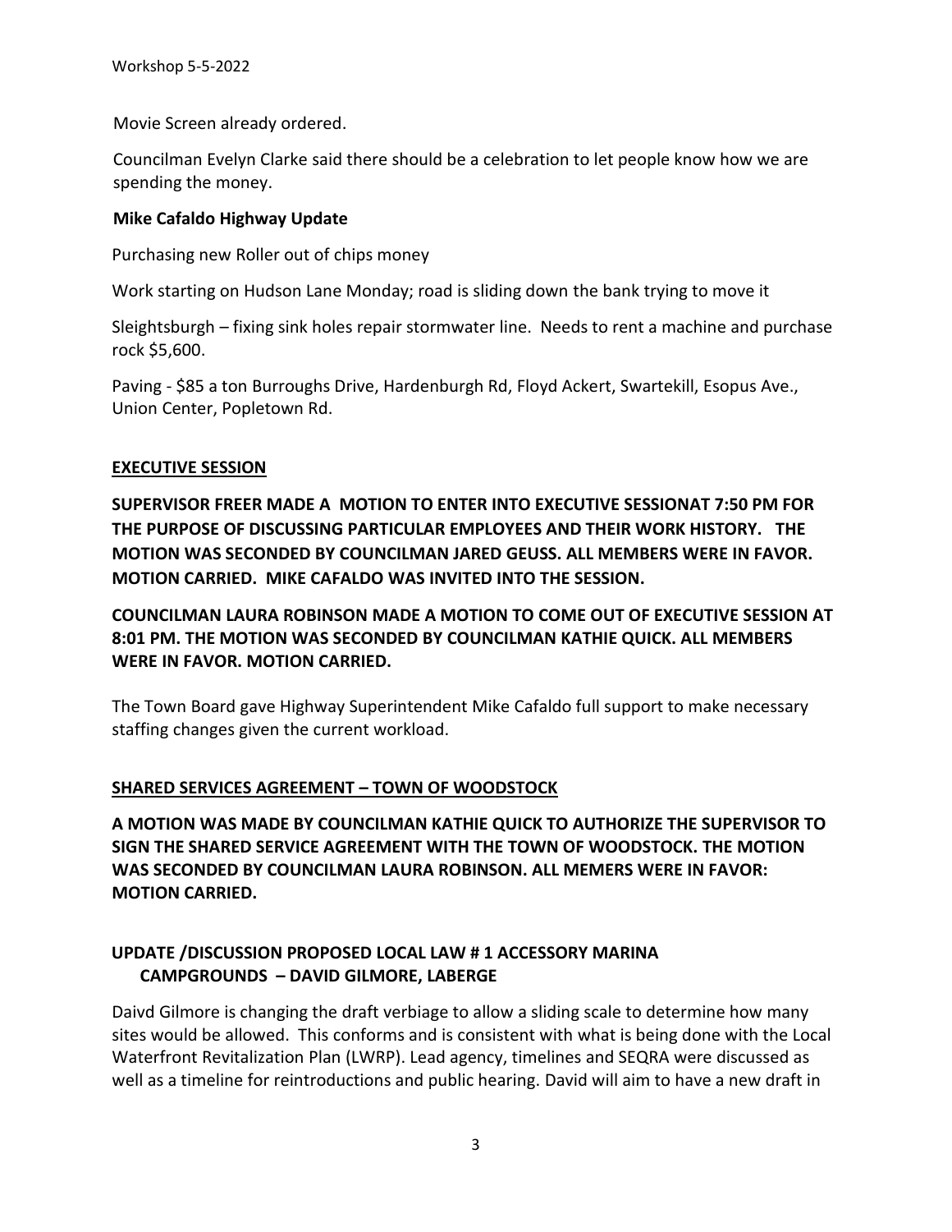Movie Screen already ordered.

Councilman Evelyn Clarke said there should be a celebration to let people know how we are spending the money.

**Mike Cafaldo Highway Update**

Purchasing new Roller out of chips money

Work starting on Hudson Lane Monday; road is sliding down the bank trying to move it

Sleightsburgh – fixing sink holes repair stormwater line. Needs to rent a machine and purchase rock $5,600.

Paving - $85 a ton Burroughs Drive, Hardenburgh Rd, Floyd Ackert, Swartekill, Esopus Ave., Union Center, Popletown Rd.

## EXECUTIVE SESSION

**SUPERVISOR FREER MADE A MOTION TO ENTER INTO EXECUTIVE SESSIONAT 7:50 PM FOR THE PURPOSE OF DISCUSSING PARTICULAR EMPLOYEES AND THEIR WORK HISTORY. THE MOTION WAS SECONDED BY COUNCILMAN JARED GEUSS. ALL MEMBERS WERE IN FAVOR. MOTION CARRIED. MIKE CAFALDO WAS INVITED INTO THE SESSION.**

**COUNCILMAN LAURA ROBINSON MADE A MOTION TO COME OUT OF EXECUTIVE SESSION AT 8:01 PM. THE MOTION WAS SECONDED BY COUNCILMAN KATHIE QUICK. ALL MEMBERS WERE IN FAVOR. MOTION CARRIED.**

The Town Board gave Highway Superintendent Mike Cafaldo full support to make necessary staffing changes given the current workload.

## SHARED SERVICES AGREEMENT – TOWN OF WOODSTOCK

**A MOTION WAS MADE BY COUNCILMAN KATHIE QUICK TO AUTHORIZE THE SUPERVISOR TO SIGN THE SHARED SERVICE AGREEMENT WITH THE TOWN OF WOODSTOCK. THE MOTION WAS SECONDED BY COUNCILMAN LAURA ROBINSON. ALL MEMERS WERE IN FAVOR: MOTION CARRIED.**

## UPDATE /DISCUSSION PROPOSED LOCAL LAW # 1 ACCESSORY MARINA CAMPGROUNDS – DAVID GILMORE, LABERGE

Daivd Gilmore is changing the draft verbiage to allow a sliding scale to determine how many sites would be allowed. This conforms and is consistent with what is being done with the Local Waterfront Revitalization Plan (LWRP). Lead agency, timelines and SEQRA were discussed as well as a timeline for reintroductions and public hearing. David will aim to have a new draft in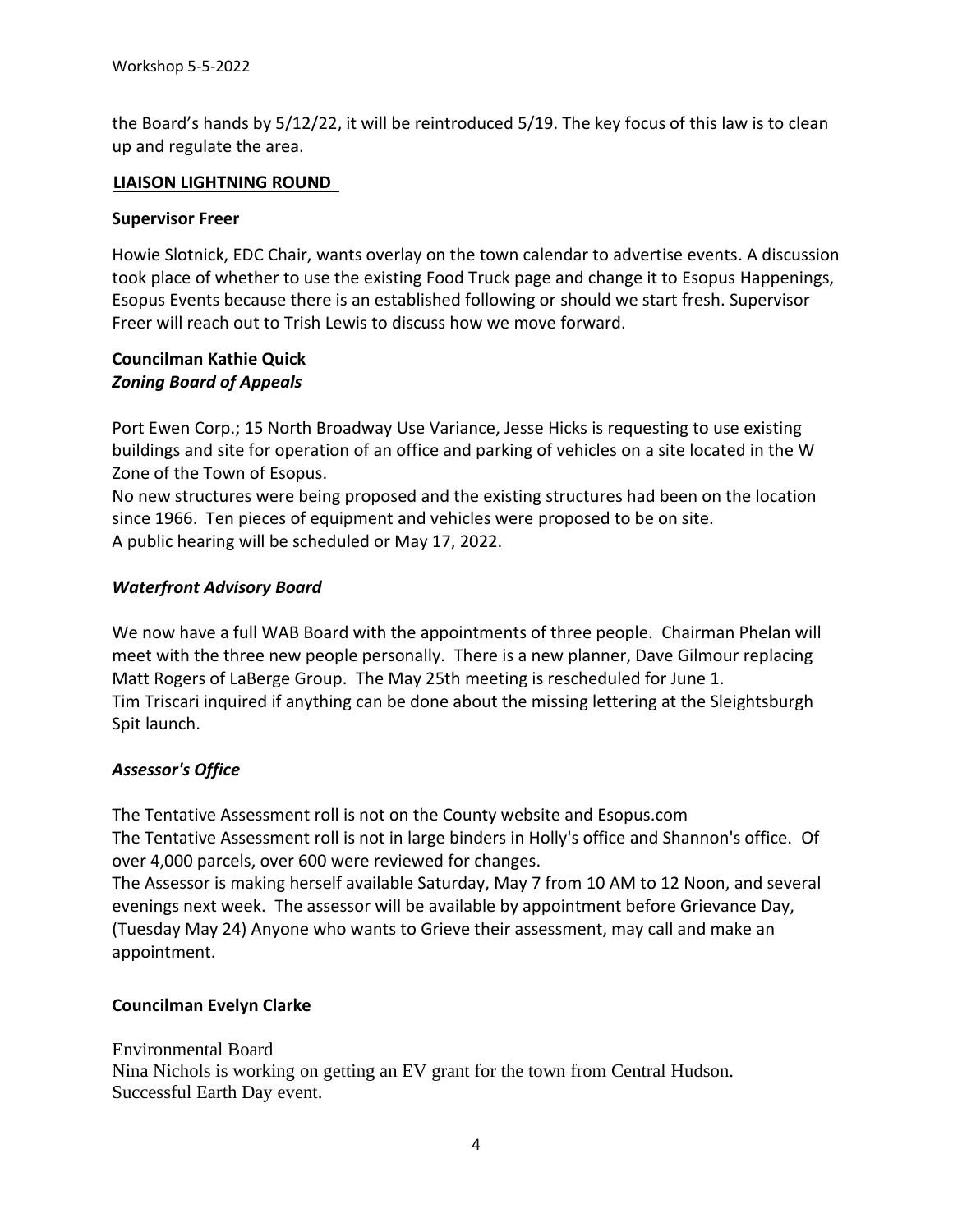the Board's hands by 5/12/22, it will be reintroduced 5/19. The key focus of this law is to clean up and regulate the area.

## LIAISON LIGHTNING ROUND

### Supervisor Freer

Howie Slotnick, EDC Chair, wants overlay on the town calendar to advertise events. A discussion took place of whether to use the existing Food Truck page and change it to Esopus Happenings, Esopus Events because there is an established following or should we start fresh. Supervisor Freer will reach out to Trish Lewis to discuss how we move forward.

### Councilman Kathie Quick

***Zoning Board of Appeals***

Port Ewen Corp.; 15 North Broadway Use Variance, Jesse Hicks is requesting to use existing buildings and site for operation of an office and parking of vehicles on a site located in the W Zone of the Town of Esopus.
No new structures were being proposed and the existing structures had been on the location since 1966. Ten pieces of equipment and vehicles were proposed to be on site.
A public hearing will be scheduled or May 17, 2022.

***Waterfront Advisory Board***

We now have a full WAB Board with the appointments of three people. Chairman Phelan will meet with the three new people personally. There is a new planner, Dave Gilmour replacing Matt Rogers of LaBerge Group. The May 25th meeting is rescheduled for June 1.
Tim Triscari inquired if anything can be done about the missing lettering at the Sleightsburgh Spit launch.

***Assessor's Office***

The Tentative Assessment roll is not on the County website and Esopus.com
The Tentative Assessment roll is not in large binders in Holly's office and Shannon's office. Of over 4,000 parcels, over 600 were reviewed for changes.
The Assessor is making herself available Saturday, May 7 from 10 AM to 12 Noon, and several evenings next week. The assessor will be available by appointment before Grievance Day, (Tuesday May 24) Anyone who wants to Grieve their assessment, may call and make an appointment.

### Councilman Evelyn Clarke

Environmental Board
Nina Nichols is working on getting an EV grant for the town from Central Hudson.
Successful Earth Day event.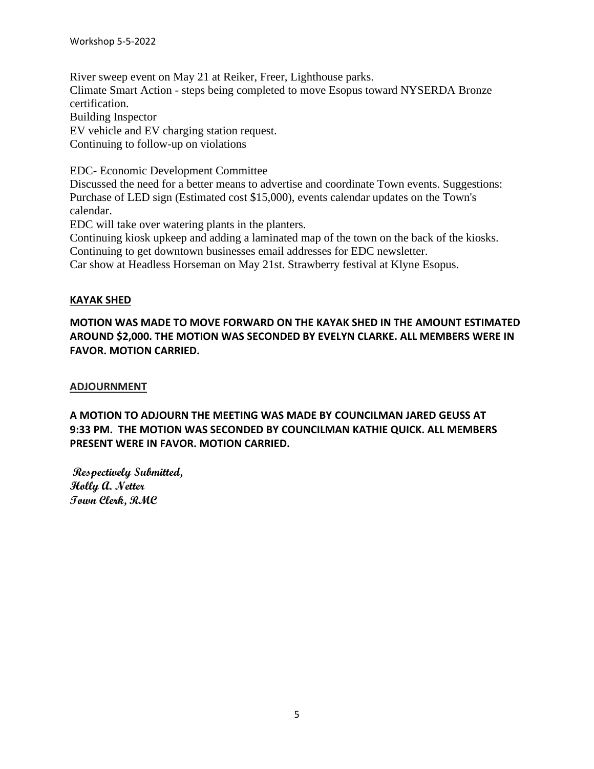River sweep event on May 21 at Reiker, Freer, Lighthouse parks.
Climate Smart Action - steps being completed to move Esopus toward NYSERDA Bronze certification.
Building Inspector
EV vehicle and EV charging station request.
Continuing to follow-up on violations

EDC- Economic Development Committee
Discussed the need for a better means to advertise and coordinate Town events. Suggestions: Purchase of LED sign (Estimated cost $15,000), events calendar updates on the Town's calendar.
EDC will take over watering plants in the planters.
Continuing kiosk upkeep and adding a laminated map of the town on the back of the kiosks.
Continuing to get downtown businesses email addresses for EDC newsletter.
Car show at Headless Horseman on May 21st. Strawberry festival at Klyne Esopus.

**KAYAK SHED**

**MOTION WAS MADE TO MOVE FORWARD ON THE KAYAK SHED IN THE AMOUNT ESTIMATED AROUND $2,000. THE MOTION WAS SECONDED BY EVELYN CLARKE. ALL MEMBERS WERE IN FAVOR. MOTION CARRIED.**

**ADJOURNMENT**

**A MOTION TO ADJOURN THE MEETING WAS MADE BY COUNCILMAN JARED GEUSS AT 9:33 PM. THE MOTION WAS SECONDED BY COUNCILMAN KATHIE QUICK. ALL MEMBERS PRESENT WERE IN FAVOR. MOTION CARRIED.**

**Respectively Submitted,**
**Holly A. Netter**
**Town Clerk, RMC**